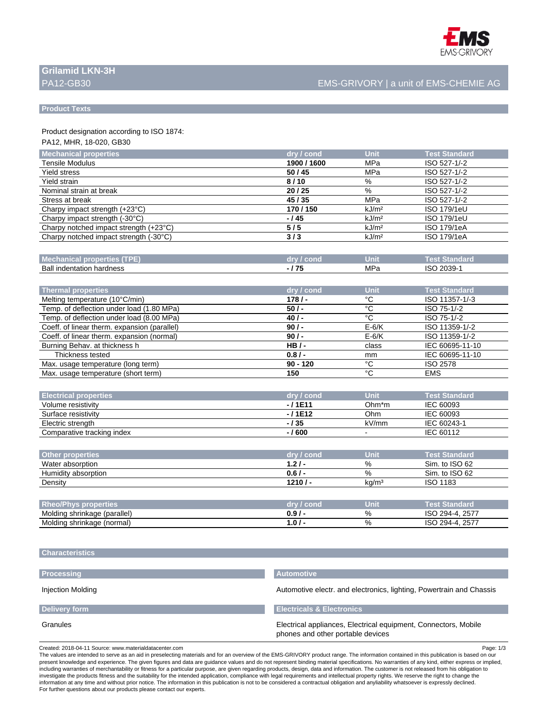# Grilamid LKN-3H

PA12-GB30

EMS-GRIVORY | a unit of EMS-CHEMIE AG

## Product Texts

Product designation according to ISO 1874:

PA12, MHR, 18-020, GB30

| Mechanical properties | dry / cond | Unit | Test Standard |
|---|---|---|---|
| Tensile Modulus | **1900 / 1600** | MPa | ISO 527-1/-2 |
| Yield stress | **50 / 45** | MPa | ISO 527-1/-2 |
| Yield strain | **8 / 10** | % | ISO 527-1/-2 |
| Nominal strain at break | **20 / 25** | % | ISO 527-1/-2 |
| Stress at break | **45 / 35** | MPa | ISO 527-1/-2 |
| Charpy impact strength (+23°C) | **170 / 150** | kJ/m² | ISO 179/1eU |
| Charpy impact strength (-30°C) | **- / 45** | kJ/m² | ISO 179/1eU |
| Charpy notched impact strength (+23°C) | **5 / 5** | kJ/m² | ISO 179/1eA |
| Charpy notched impact strength (-30°C) | **3 / 3** | kJ/m² | ISO 179/1eA |

| Mechanical properties (TPE) | dry / cond | Unit | Test Standard |
|---|---|---|---|
| Ball indentation hardness | **- / 75** | MPa | ISO 2039-1 |

| Thermal properties | dry / cond | Unit | Test Standard |
|---|---|---|---|
| Melting temperature (10°C/min) | **178 / -** | °C | ISO 11357-1/-3 |
| Temp. of deflection under load (1.80 MPa) | **50 / -** | °C | ISO 75-1/-2 |
| Temp. of deflection under load (8.00 MPa) | **40 / -** | °C | ISO 75-1/-2 |
| Coeff. of linear therm. expansion (parallel) | **90 / -** | E-6/K | ISO 11359-1/-2 |
| Coeff. of linear therm. expansion (normal) | **90 / -** | E-6/K | ISO 11359-1/-2 |
| Burning Behav. at thickness h | **HB / -** | class | IEC 60695-11-10 |
| Thickness tested | **0.8 / -** | mm | IEC 60695-11-10 |
| Max. usage temperature (long term) | **90 - 120** | °C | ISO 2578 |
| Max. usage temperature (short term) | **150** | °C | EMS |

| Electrical properties | dry / cond | Unit | Test Standard |
|---|---|---|---|
| Volume resistivity | **- / 1E11** | Ohm*m | IEC 60093 |
| Surface resistivity | **- / 1E12** | Ohm | IEC 60093 |
| Electric strength | **- / 35** | kV/mm | IEC 60243-1 |
| Comparative tracking index | **- / 600** | - | IEC 60112 |

| Other properties | dry / cond | Unit | Test Standard |
|---|---|---|---|
| Water absorption | **1.2 / -** | % | Sim. to ISO 62 |
| Humidity absorption | **0.6 / -** | % | Sim. to ISO 62 |
| Density | **1210 / -** | kg/m³ | ISO 1183 |

| Rheo/Phys properties | dry / cond | Unit | Test Standard |
|---|---|---|---|
| Molding shrinkage (parallel) | **0.9 / -** | % | ISO 294-4, 2577 |
| Molding shrinkage (normal) | **1.0 / -** | % | ISO 294-4, 2577 |

## Characteristics

### Processing

Injection Molding

### Delivery form

Granules

### Automotive

Automotive electr. and electronics, lighting, Powertrain and Chassis

### Electricals & Electronics

Electrical appliances, Electrical equipment, Connectors, Mobile phones and other portable devices

Created: 2018-04-11 Source: www.materialdatacenter.com

The values are intended to serve as an aid in preselecting materials and for an overview of the EMS-GRIVORY product range. The information contained in this publication is based on our present knowledge and experience. The given figures and data are guidance values and do not represent binding material specifications. No warranties of any kind, either express or implied, including warranties of merchantability or fitness for a particular purpose, are given regarding products, design, data and information. The customer is not released from his obligation to investigate the products fitness and the suitability for the intended application, compliance with legal requirements and intellectual property rights. We reserve the right to change the information at any time and without prior notice. The information in this publication is not to be considered a contractual obligation and anyliability whatsoever is expressly declined.
For further questions about our products please contact our experts.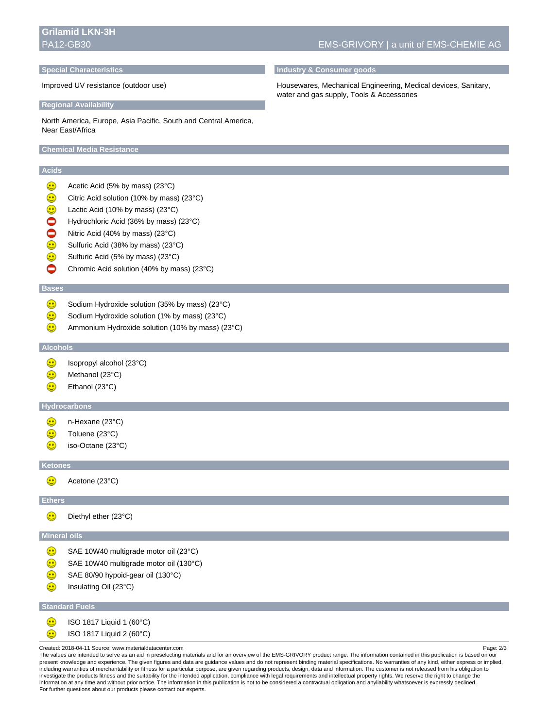## Special Characteristics

Improved UV resistance (outdoor use)

## Industry & Consumer goods

Housewares, Mechanical Engineering, Medical devices, Sanitary, water and gas supply, Tools & Accessories

## Regional Availability

North America, Europe, Asia Pacific, South and Central America, Near East/Africa

## Chemical Media Resistance

### Acids

- 🙂 Acetic Acid (5% by mass) (23°C)
- 🙂 Citric Acid solution (10% by mass) (23°C)
- 🙂 Lactic Acid (10% by mass) (23°C)
- ⛔ Hydrochloric Acid (36% by mass) (23°C)
- ⛔ Nitric Acid (40% by mass) (23°C)
- 🙂 Sulfuric Acid (38% by mass) (23°C)
- 🙂 Sulfuric Acid (5% by mass) (23°C)
- ⛔ Chromic Acid solution (40% by mass) (23°C)

### Bases

- 🙂 Sodium Hydroxide solution (35% by mass) (23°C)
- 🙂 Sodium Hydroxide solution (1% by mass) (23°C)
- 🙂 Ammonium Hydroxide solution (10% by mass) (23°C)

### Alcohols

- 🙂 Isopropyl alcohol (23°C)
- 🙂 Methanol (23°C)
- 🙂 Ethanol (23°C)

### Hydrocarbons

- 🙂 n-Hexane (23°C)
- 🙂 Toluene (23°C)
- 🙂 iso-Octane (23°C)

### Ketones

- 🙂 Acetone (23°C)

### Ethers

- 🙂 Diethyl ether (23°C)

### Mineral oils

- 🙂 SAE 10W40 multigrade motor oil (23°C)
- 🙂 SAE 10W40 multigrade motor oil (130°C)
- 🙂 SAE 80/90 hypoid-gear oil (130°C)
- 🙂 Insulating Oil (23°C)

### Standard Fuels

- 🙂 ISO 1817 Liquid 1 (60°C)
- 🙂 ISO 1817 Liquid 2 (60°C)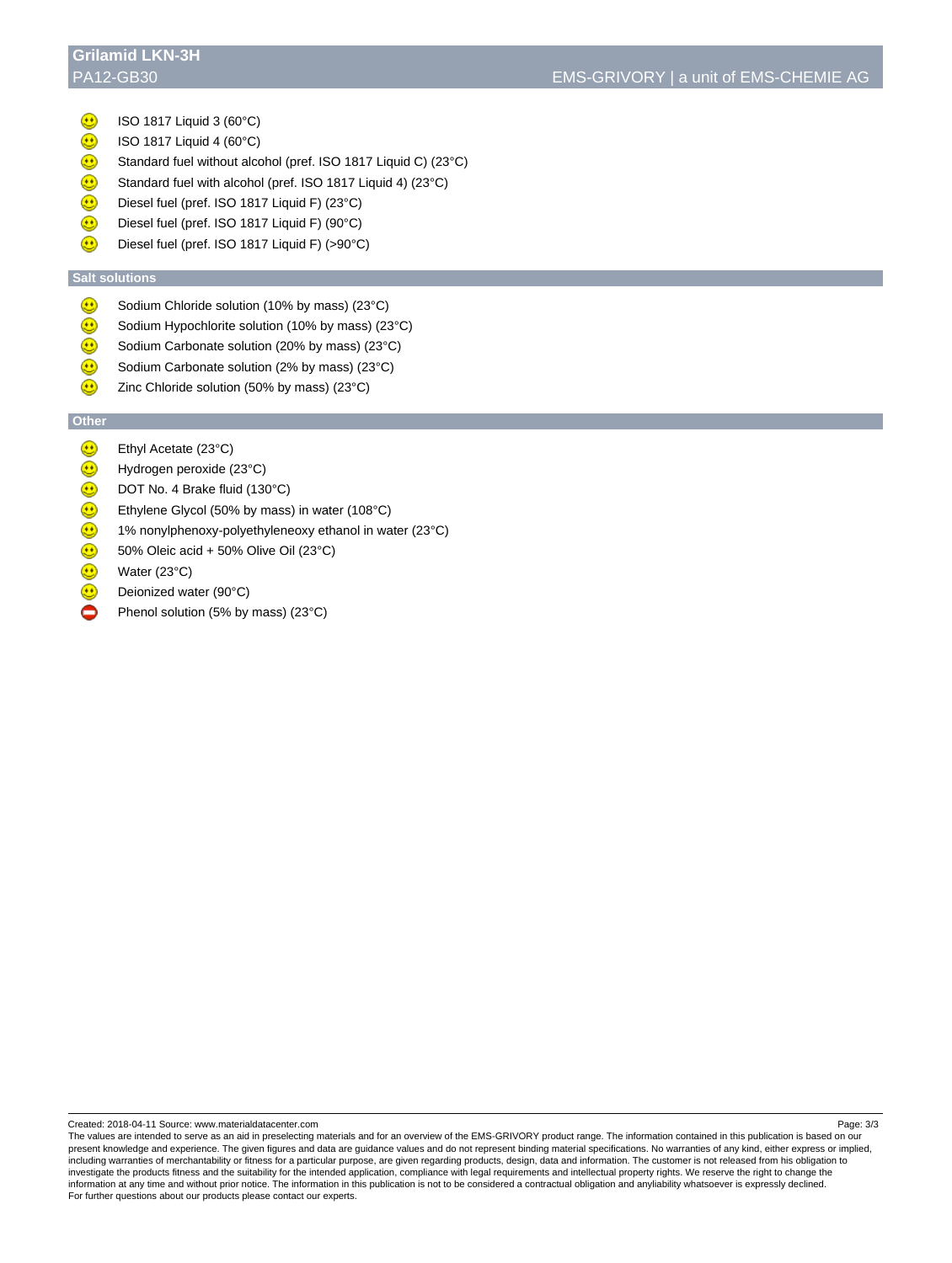- ISO 1817 Liquid 3 (60°C)
- ISO 1817 Liquid 4 (60°C)
- Standard fuel without alcohol (pref. ISO 1817 Liquid C) (23°C)
- Standard fuel with alcohol (pref. ISO 1817 Liquid 4) (23°C)
- Diesel fuel (pref. ISO 1817 Liquid F) (23°C)
- Diesel fuel (pref. ISO 1817 Liquid F) (90°C)
- Diesel fuel (pref. ISO 1817 Liquid F) (>90°C)

## Salt solutions

- Sodium Chloride solution (10% by mass) (23°C)
- Sodium Hypochlorite solution (10% by mass) (23°C)
- Sodium Carbonate solution (20% by mass) (23°C)
- Sodium Carbonate solution (2% by mass) (23°C)
- Zinc Chloride solution (50% by mass) (23°C)

## Other

- Ethyl Acetate (23°C)
- Hydrogen peroxide (23°C)
- DOT No. 4 Brake fluid (130°C)
- Ethylene Glycol (50% by mass) in water (108°C)
- 1% nonylphenoxy-polyethyleneoxy ethanol in water (23°C)
- 50% Oleic acid + 50% Olive Oil (23°C)
- Water (23°C)
- Deionized water (90°C)
- Phenol solution (5% by mass) (23°C) (not resistant)

Created: 2018-04-11 Source: www.materialdatacenter.com

The values are intended to serve as an aid in preselecting materials and for an overview of the EMS-GRIVORY product range. The information contained in this publication is based on our present knowledge and experience. The given figures and data are guidance values and do not represent binding material specifications. No warranties of any kind, either express or implied, including warranties of merchantability or fitness for a particular purpose, are given regarding products, design, data and information. The customer is not released from his obligation to investigate the products fitness and the suitability for the intended application, compliance with legal requirements and intellectual property rights. We reserve the right to change the information at any time and without prior notice. The information in this publication is not to be considered a contractual obligation and anyliability whatsoever is expressly declined.
For further questions about our products please contact our experts.